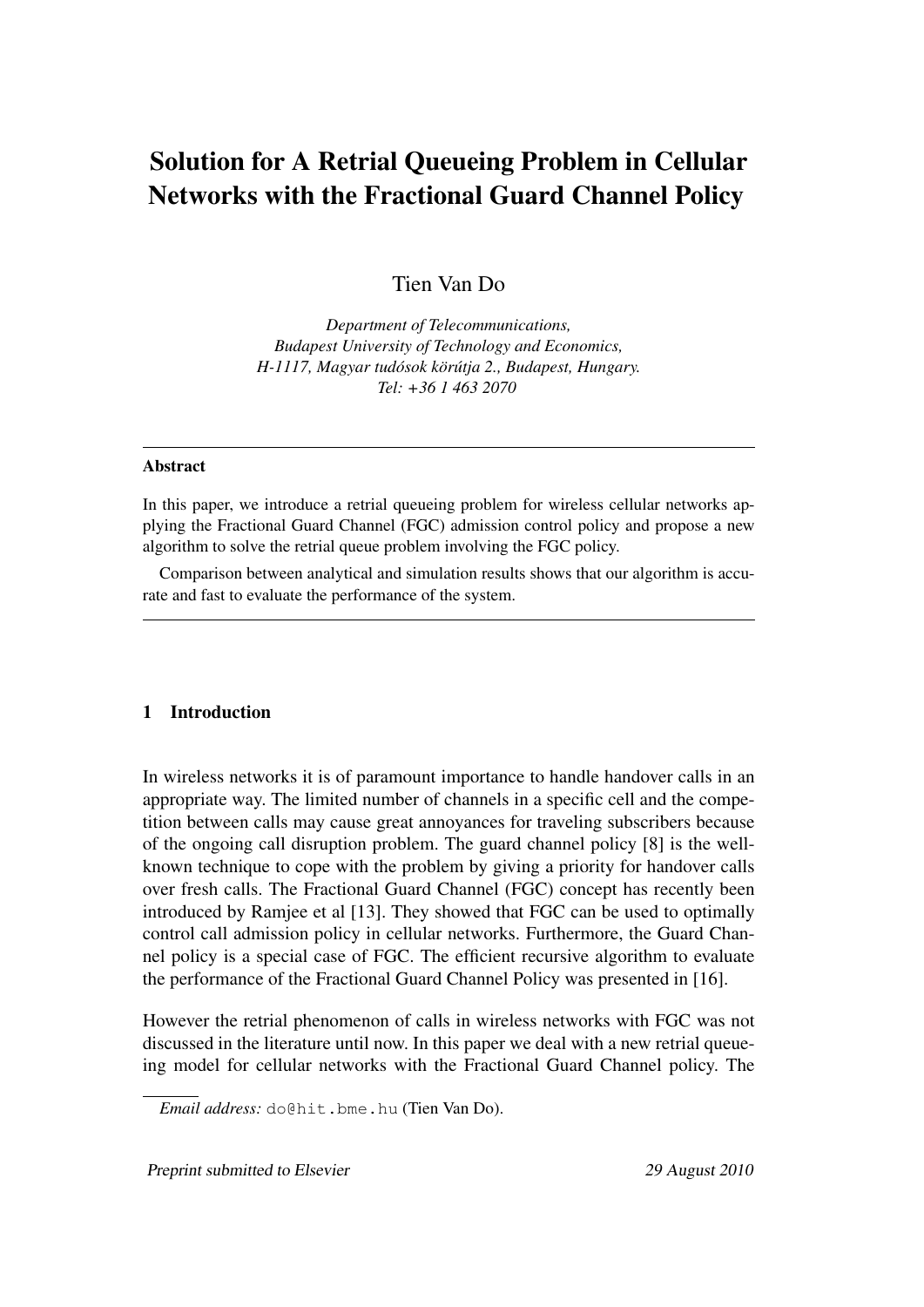# Solution for A Retrial Queueing Problem in Cellular Networks with the Fractional Guard Channel Policy

Tien Van Do

*Department of Telecommunications,*
*Budapest University of Technology and Economics,*
*H-1117, Magyar tudósok körútja 2., Budapest, Hungary.*
*Tel: +36 1 463 2070*

---

**Abstract**

In this paper, we introduce a retrial queueing problem for wireless cellular networks applying the Fractional Guard Channel (FGC) admission control policy and propose a new algorithm to solve the retrial queue problem involving the FGC policy.

Comparison between analytical and simulation results shows that our algorithm is accurate and fast to evaluate the performance of the system.

---

## 1 Introduction

In wireless networks it is of paramount importance to handle handover calls in an appropriate way. The limited number of channels in a specific cell and the competition between calls may cause great annoyances for traveling subscribers because of the ongoing call disruption problem. The guard channel policy [8] is the well-known technique to cope with the problem by giving a priority for handover calls over fresh calls. The Fractional Guard Channel (FGC) concept has recently been introduced by Ramjee et al [13]. They showed that FGC can be used to optimally control call admission policy in cellular networks. Furthermore, the Guard Channel policy is a special case of FGC. The efficient recursive algorithm to evaluate the performance of the Fractional Guard Channel Policy was presented in [16].

However the retrial phenomenon of calls in wireless networks with FGC was not discussed in the literature until now. In this paper we deal with a new retrial queueing model for cellular networks with the Fractional Guard Channel policy. The

*Email address:* do@hit.bme.hu (Tien Van Do).

Preprint submitted to Elsevier 29 August 2010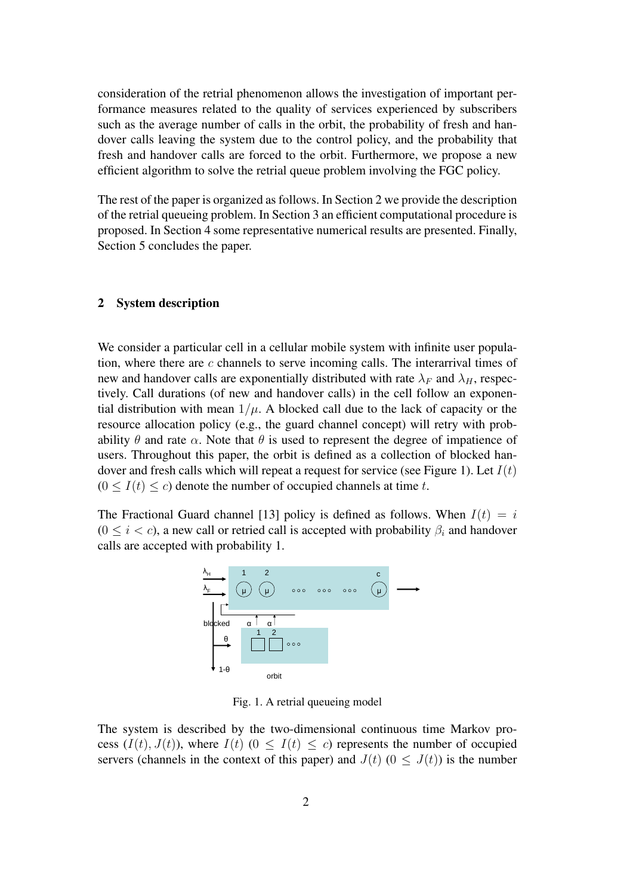consideration of the retrial phenomenon allows the investigation of important performance measures related to the quality of services experienced by subscribers such as the average number of calls in the orbit, the probability of fresh and handover calls leaving the system due to the control policy, and the probability that fresh and handover calls are forced to the orbit. Furthermore, we propose a new efficient algorithm to solve the retrial queue problem involving the FGC policy.

The rest of the paper is organized as follows. In Section 2 we provide the description of the retrial queueing problem. In Section 3 an efficient computational procedure is proposed. In Section 4 some representative numerical results are presented. Finally, Section 5 concludes the paper.

## 2 System description

We consider a particular cell in a cellular mobile system with infinite user population, where there are $c$ channels to serve incoming calls. The interarrival times of new and handover calls are exponentially distributed with rate $\lambda_F$ and $\lambda_H$, respectively. Call durations (of new and handover calls) in the cell follow an exponential distribution with mean $1/\mu$. A blocked call due to the lack of capacity or the resource allocation policy (e.g., the guard channel concept) will retry with probability $\theta$ and rate $\alpha$. Note that $\theta$ is used to represent the degree of impatience of users. Throughout this paper, the orbit is defined as a collection of blocked handover and fresh calls which will repeat a request for service (see Figure 1). Let $I(t)$ ($0 \leq I(t) \leq c$) denote the number of occupied channels at time $t$.

The Fractional Guard channel [13] policy is defined as follows. When $I(t) = i$ ($0 \leq i < c$), a new call or retried call is accepted with probability $\beta_i$ and handover calls are accepted with probability 1.

Fig. 1. A retrial queueing model

The system is described by the two-dimensional continuous time Markov process $(I(t), J(t))$, where $I(t)$ ($0 \leq I(t) \leq c$) represents the number of occupied servers (channels in the context of this paper) and $J(t)$ ($0 \leq J(t)$) is the number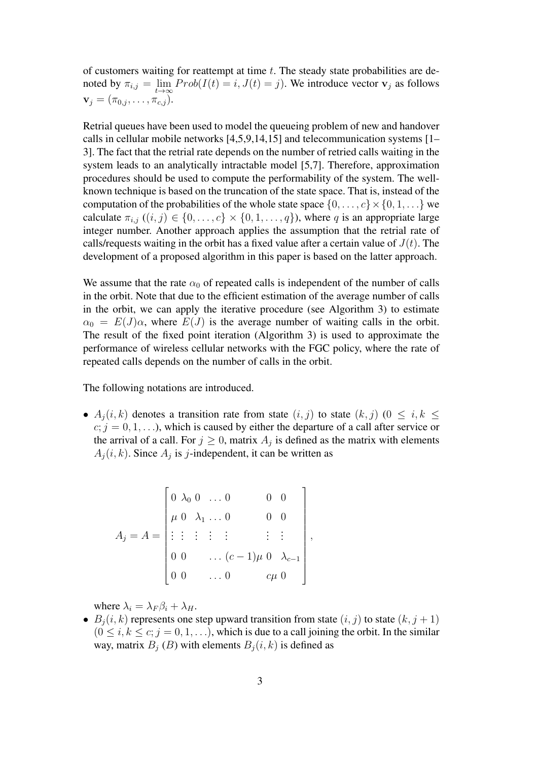of customers waiting for reattempt at time $t$. The steady state probabilities are denoted by $\pi_{i,j} = \lim_{t\to\infty} Prob(I(t) = i, J(t) = j)$. We introduce vector $\mathbf{v}_j$ as follows $\mathbf{v}_j = (\pi_{0,j}, \ldots, \pi_{c,j})$.

Retrial queues have been used to model the queueing problem of new and handover calls in cellular mobile networks [4,5,9,14,15] and telecommunication systems [1–3]. The fact that the retrial rate depends on the number of retried calls waiting in the system leads to an analytically intractable model [5,7]. Therefore, approximation procedures should be used to compute the performability of the system. The well-known technique is based on the truncation of the state space. That is, instead of the computation of the probabilities of the whole state space $\{0, \ldots, c\} \times \{0, 1, \ldots\}$ we calculate $\pi_{i,j}$ ($(i, j) \in \{0, \ldots, c\} \times \{0, 1, \ldots, q\}$), where $q$ is an appropriate large integer number. Another approach applies the assumption that the retrial rate of calls/requests waiting in the orbit has a fixed value after a certain value of $J(t)$. The development of a proposed algorithm in this paper is based on the latter approach.

We assume that the rate $\alpha_0$ of repeated calls is independent of the number of calls in the orbit. Note that due to the efficient estimation of the average number of calls in the orbit, we can apply the iterative procedure (see Algorithm 3) to estimate $\alpha_0 = E(J)\alpha$, where $E(J)$ is the average number of waiting calls in the orbit. The result of the fixed point iteration (Algorithm 3) is used to approximate the performance of wireless cellular networks with the FGC policy, where the rate of repeated calls depends on the number of calls in the orbit.

The following notations are introduced.

- $A_j(i, k)$ denotes a transition rate from state $(i, j)$ to state $(k, j)$ ($0 \leq i, k \leq c; j = 0, 1, \ldots$), which is caused by either the departure of a call after service or the arrival of a call. For $j \geq 0$, matrix $A_j$ is defined as the matrix with elements $A_j(i, k)$. Since $A_j$ is $j$-independent, it can be written as

$$A_j = A = \begin{bmatrix} 0 & \lambda_0 & 0 & \ldots & 0 & 0 & 0 \\ \mu & 0 & \lambda_1 & \ldots & 0 & 0 & 0 \\ \vdots & \vdots & \vdots & \vdots & \vdots & \vdots & \vdots \\ 0 & 0 & & \ldots & (c-1)\mu & 0 & \lambda_{c-1} \\ 0 & 0 & & \ldots & 0 & c\mu & 0 \end{bmatrix},$$

  where $\lambda_i = \lambda_F \beta_i + \lambda_H$.
- $B_j(i, k)$ represents one step upward transition from state $(i, j)$ to state $(k, j + 1)$ ($0 \leq i, k \leq c; j = 0, 1, \ldots$), which is due to a call joining the orbit. In the similar way, matrix $B_j$ ($B$) with elements $B_j(i, k)$ is defined as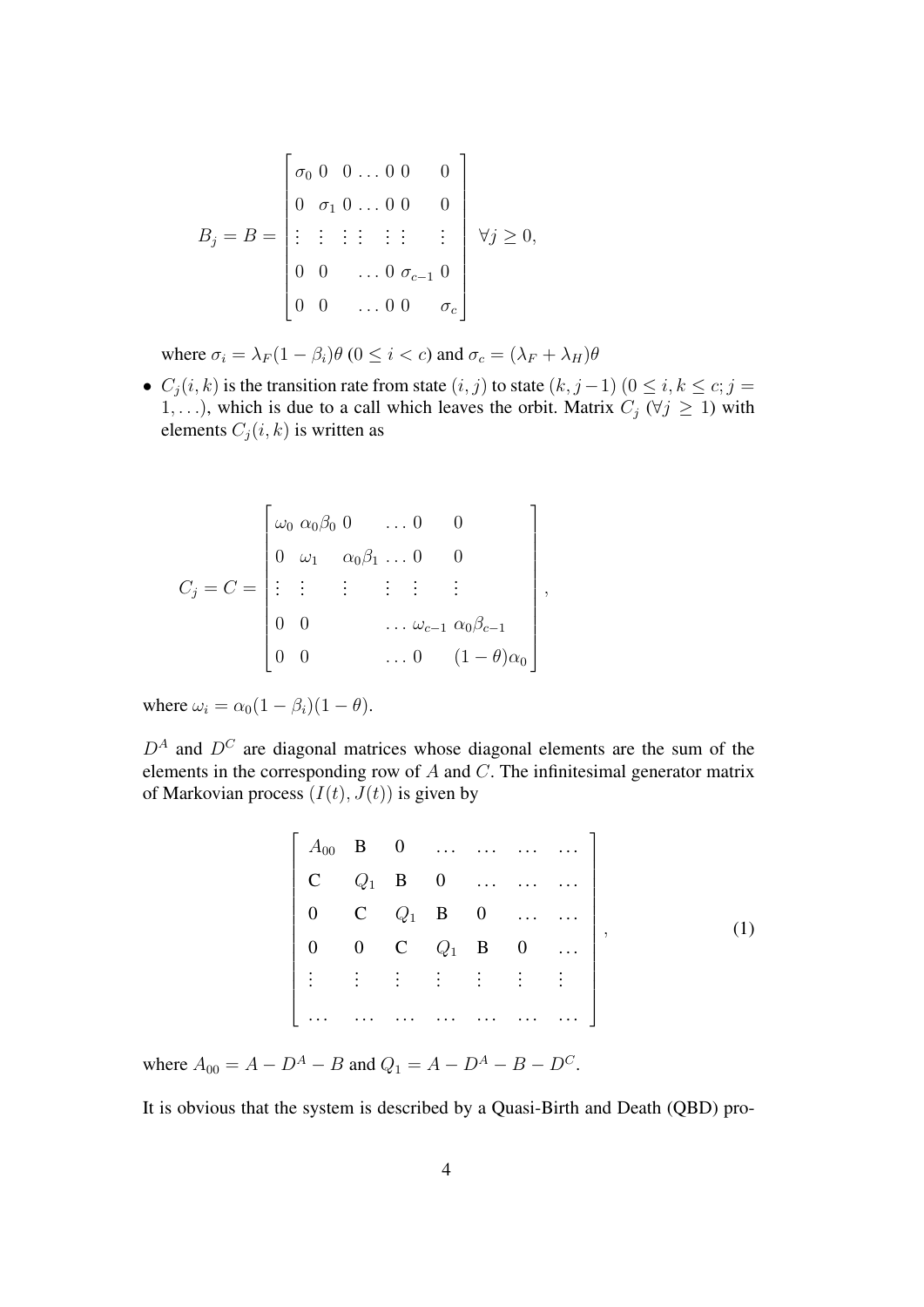$$
B_j = B = \begin{bmatrix} \sigma_0 & 0 & 0 & \dots & 0 & 0 & 0 \\ 0 & \sigma_1 & 0 & \dots & 0 & 0 & 0 \\ \vdots & \vdots & \vdots & \vdots & \vdots & \vdots & \vdots \\ 0 & 0 & & \dots & 0 & \sigma_{c-1} & 0 \\ 0 & 0 & & \dots & 0 & 0 & \sigma_c \end{bmatrix} \quad \forall j \geq 0,
$$

where $\sigma_i = \lambda_F(1-\beta_i)\theta$ ($0 \leq i < c$) and $\sigma_c = (\lambda_F + \lambda_H)\theta$

- $C_j(i,k)$ is the transition rate from state $(i,j)$ to state $(k, j-1)$ ($0 \leq i, k \leq c; j = 1, \ldots$), which is due to a call which leaves the orbit. Matrix $C_j$ ($\forall j \geq 1$) with elements $C_j(i,k)$ is written as

$$
C_j = C = \begin{bmatrix} \omega_0 & \alpha_0\beta_0 & 0 & \dots & 0 & 0 \\ 0 & \omega_1 & \alpha_0\beta_1 & \dots & 0 & 0 \\ \vdots & \vdots & \vdots & \vdots & \vdots & \vdots \\ 0 & 0 & & \dots & \omega_{c-1} & \alpha_0\beta_{c-1} \\ 0 & 0 & & \dots & 0 & (1-\theta)\alpha_0 \end{bmatrix},
$$

where $\omega_i = \alpha_0(1-\beta_i)(1-\theta)$.

$D^A$ and $D^C$ are diagonal matrices whose diagonal elements are the sum of the elements in the corresponding row of $A$ and $C$. The infinitesimal generator matrix of Markovian process $(I(t), J(t))$ is given by

$$
\begin{bmatrix} A_{00} & \mathbf{B} & \mathbf{0} & \dots & \dots & \dots & \dots \\ \mathbf{C} & Q_1 & \mathbf{B} & \mathbf{0} & \dots & \dots & \dots \\ \mathbf{0} & \mathbf{C} & Q_1 & \mathbf{B} & \mathbf{0} & \dots & \dots \\ \mathbf{0} & \mathbf{0} & \mathbf{C} & Q_1 & \mathbf{B} & \mathbf{0} & \dots \\ \vdots & \vdots & \vdots & \vdots & \vdots & \vdots & \vdots \\ \dots & \dots & \dots & \dots & \dots & \dots & \dots \end{bmatrix}, \tag{1}
$$

where $A_{00} = A - D^A - B$ and $Q_1 = A - D^A - B - D^C$.

It is obvious that the system is described by a Quasi-Birth and Death (QBD) pro-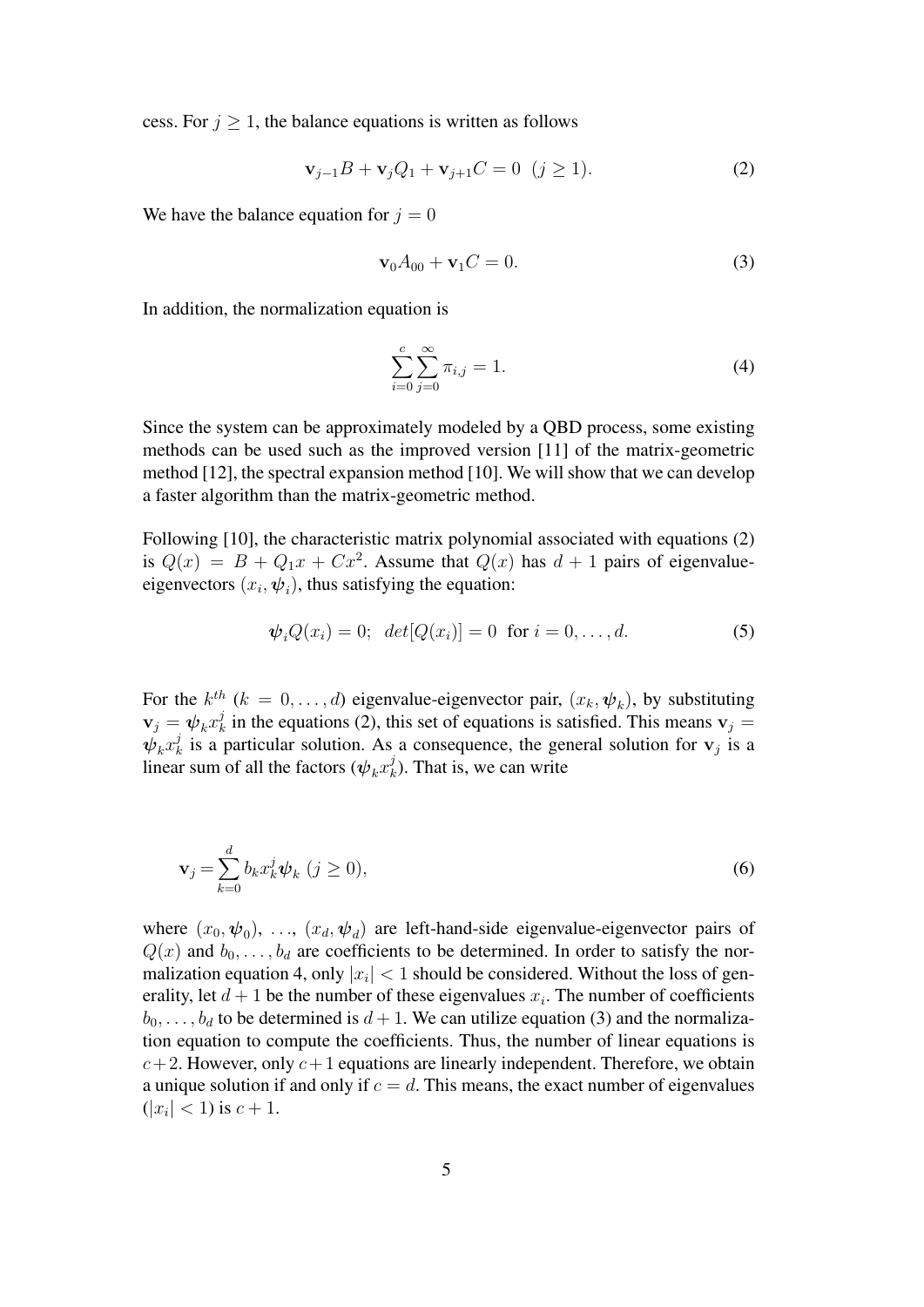cess. For $j \geq 1$, the balance equations is written as follows

$$\mathbf{v}_{j-1}B + \mathbf{v}_j Q_1 + \mathbf{v}_{j+1}C = 0 \ \ (j \geq 1). \tag{2}$$

We have the balance equation for $j = 0$

$$\mathbf{v}_0 A_{00} + \mathbf{v}_1 C = 0. \tag{3}$$

In addition, the normalization equation is

$$\sum_{i=0}^{c} \sum_{j=0}^{\infty} \pi_{i,j} = 1. \tag{4}$$

Since the system can be approximately modeled by a QBD process, some existing methods can be used such as the improved version [11] of the matrix-geometric method [12], the spectral expansion method [10]. We will show that we can develop a faster algorithm than the matrix-geometric method.

Following [10], the characteristic matrix polynomial associated with equations (2) is $Q(x) = B + Q_1 x + Cx^2$. Assume that $Q(x)$ has $d+1$ pairs of eigenvalue-eigenvectors $(x_i, \boldsymbol{\psi}_i)$, thus satisfying the equation:

$$\boldsymbol{\psi}_i Q(x_i) = 0; \ \ det[Q(x_i)] = 0 \ \text{ for } i = 0, \ldots, d. \tag{5}$$

For the $k^{th}$ $(k = 0, \ldots, d)$ eigenvalue-eigenvector pair, $(x_k, \boldsymbol{\psi}_k)$, by substituting $\mathbf{v}_j = \boldsymbol{\psi}_k x_k^j$ in the equations (2), this set of equations is satisfied. This means $\mathbf{v}_j = \boldsymbol{\psi}_k x_k^j$ is a particular solution. As a consequence, the general solution for $\mathbf{v}_j$ is a linear sum of all the factors $(\boldsymbol{\psi}_k x_k^j)$. That is, we can write

$$\mathbf{v}_j = \sum_{k=0}^{d} b_k x_k^j \boldsymbol{\psi}_k \ (j \geq 0), \tag{6}$$

where $(x_0, \boldsymbol{\psi}_0)$, ..., $(x_d, \boldsymbol{\psi}_d)$ are left-hand-side eigenvalue-eigenvector pairs of $Q(x)$ and $b_0, \ldots, b_d$ are coefficients to be determined. In order to satisfy the normalization equation 4, only $|x_i| < 1$ should be considered. Without the loss of generality, let $d+1$ be the number of these eigenvalues $x_i$. The number of coefficients $b_0, \ldots, b_d$ to be determined is $d+1$. We can utilize equation (3) and the normalization equation to compute the coefficients. Thus, the number of linear equations is $c+2$. However, only $c+1$ equations are linearly independent. Therefore, we obtain a unique solution if and only if $c = d$. This means, the exact number of eigenvalues $(|x_i| < 1)$ is $c+1$.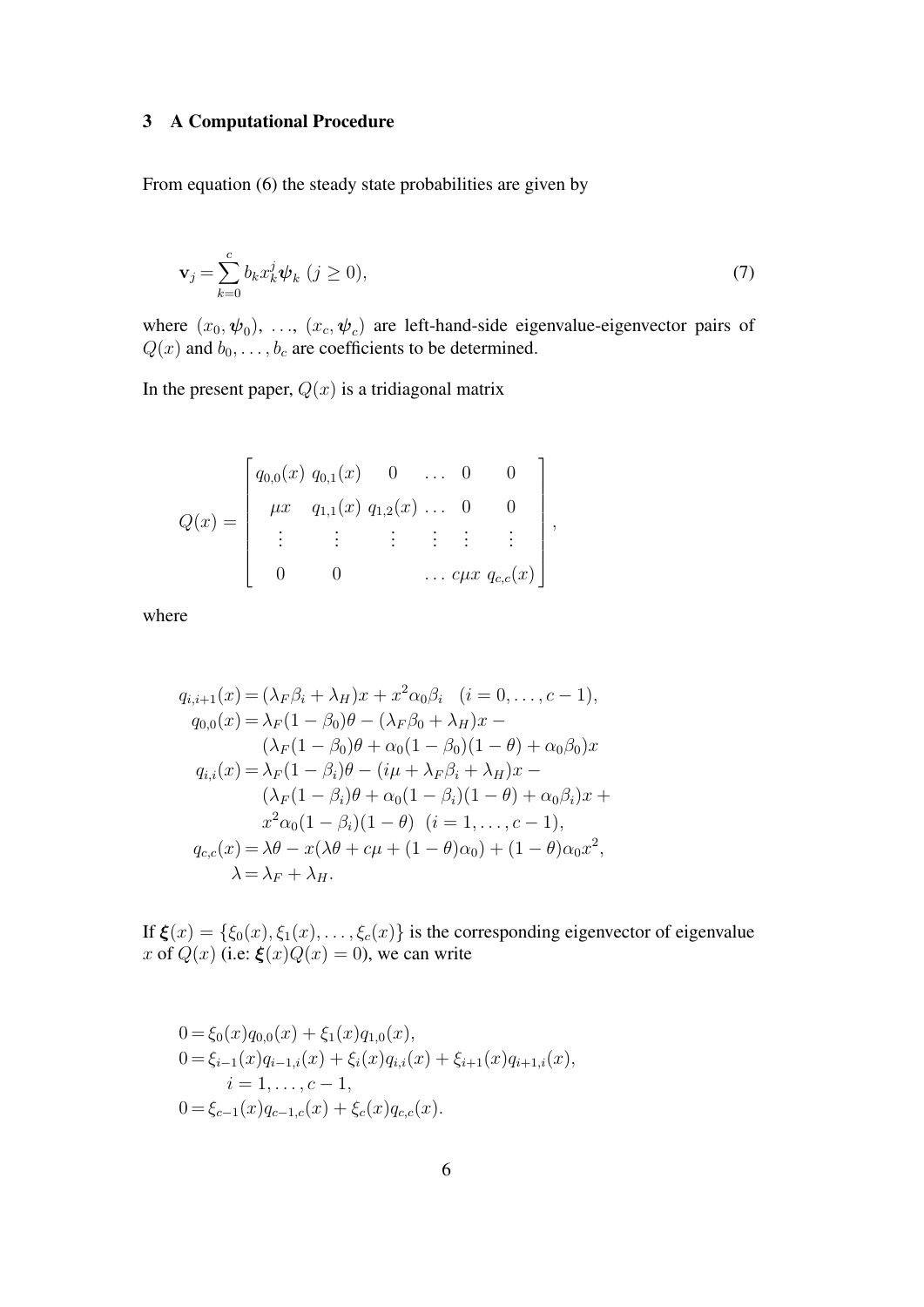## 3 A Computational Procedure

From equation (6) the steady state probabilities are given by

$$\mathbf{v}_j = \sum_{k=0}^{c} b_k x_k^j \boldsymbol{\psi}_k \ (j \geq 0), \tag{7}$$

where $(x_0, \boldsymbol{\psi}_0)$, ..., $(x_c, \boldsymbol{\psi}_c)$ are left-hand-side eigenvalue-eigenvector pairs of $Q(x)$ and $b_0, \ldots, b_c$ are coefficients to be determined.

In the present paper, $Q(x)$ is a tridiagonal matrix

$$Q(x) = \begin{bmatrix} q_{0,0}(x) & q_{0,1}(x) & 0 & \ldots & 0 & 0 \\ \mu x & q_{1,1}(x) & q_{1,2}(x) & \ldots & 0 & 0 \\ \vdots & \vdots & \vdots & \vdots & \vdots & \vdots \\ 0 & 0 & & \ldots & c\mu x & q_{c,c}(x) \end{bmatrix},$$

where

$$\begin{aligned}
q_{i,i+1}(x) &= (\lambda_F \beta_i + \lambda_H)x + x^2 \alpha_0 \beta_i \quad (i = 0, \ldots, c-1), \\
q_{0,0}(x) &= \lambda_F(1-\beta_0)\theta - (\lambda_F \beta_0 + \lambda_H)x - \\
&\quad (\lambda_F(1-\beta_0)\theta + \alpha_0(1-\beta_0)(1-\theta) + \alpha_0\beta_0)x \\
q_{i,i}(x) &= \lambda_F(1-\beta_i)\theta - (i\mu + \lambda_F\beta_i + \lambda_H)x - \\
&\quad (\lambda_F(1-\beta_i)\theta + \alpha_0(1-\beta_i)(1-\theta) + \alpha_0\beta_i)x + \\
&\quad x^2\alpha_0(1-\beta_i)(1-\theta) \ \ (i = 1, \ldots, c-1), \\
q_{c,c}(x) &= \lambda\theta - x(\lambda\theta + c\mu + (1-\theta)\alpha_0) + (1-\theta)\alpha_0 x^2, \\
\lambda &= \lambda_F + \lambda_H.
\end{aligned}$$

If $\boldsymbol{\xi}(x) = \{\xi_0(x), \xi_1(x), \ldots, \xi_c(x)\}$ is the corresponding eigenvector of eigenvalue $x$ of $Q(x)$ (i.e: $\boldsymbol{\xi}(x)Q(x) = 0$), we can write

$$\begin{aligned}
0 &= \xi_0(x)q_{0,0}(x) + \xi_1(x)q_{1,0}(x), \\
0 &= \xi_{i-1}(x)q_{i-1,i}(x) + \xi_i(x)q_{i,i}(x) + \xi_{i+1}(x)q_{i+1,i}(x), \\
&\quad i = 1, \ldots, c-1, \\
0 &= \xi_{c-1}(x)q_{c-1,c}(x) + \xi_c(x)q_{c,c}(x).
\end{aligned}$$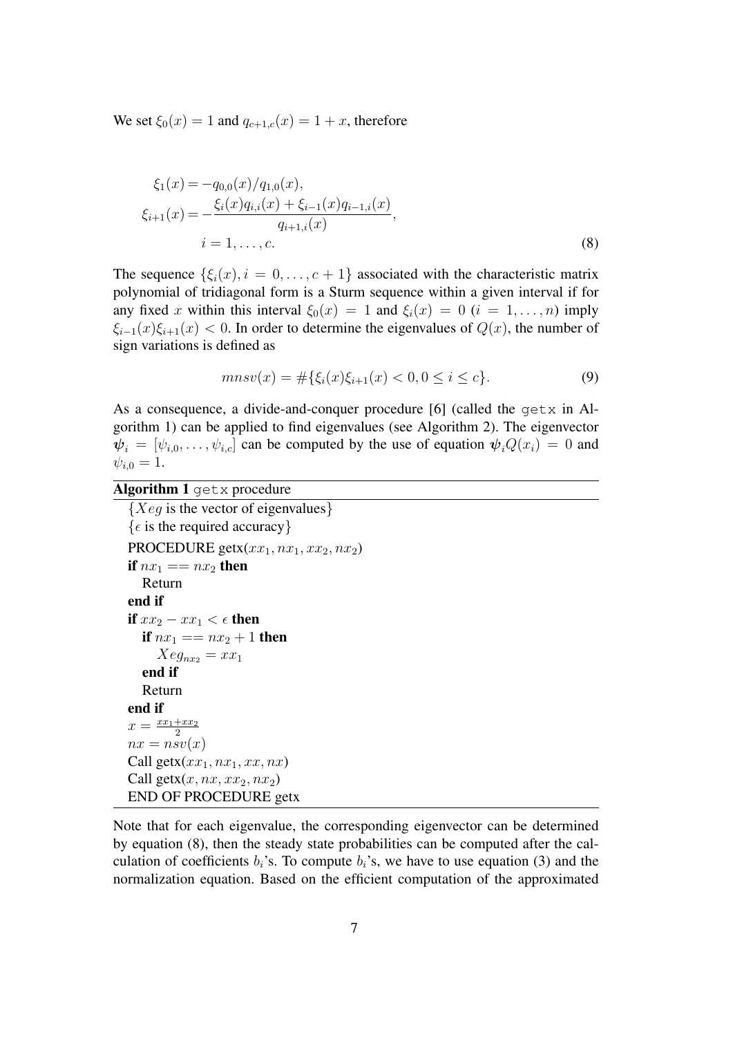We set $\xi_0(x) = 1$ and $q_{c+1,c}(x) = 1 + x$, therefore

$$
\begin{aligned}
\xi_1(x) &= -q_{0,0}(x)/q_{1,0}(x), \\
\xi_{i+1}(x) &= -\frac{\xi_i(x)q_{i,i}(x) + \xi_{i-1}(x)q_{i-1,i}(x)}{q_{i+1,i}(x)}, \\
& \quad i = 1, \ldots, c.
\end{aligned}
\tag{8}
$$

The sequence $\{\xi_i(x), i = 0, \ldots, c+1\}$ associated with the characteristic matrix polynomial of tridiagonal form is a Sturm sequence within a given interval if for any fixed $x$ within this interval $\xi_0(x) = 1$ and $\xi_i(x) = 0$ $(i = 1, \ldots, n)$ imply $\xi_{i-1}(x)\xi_{i+1}(x) < 0$. In order to determine the eigenvalues of $Q(x)$, the number of sign variations is defined as

$$
mnsv(x) = \#\{\xi_i(x)\xi_{i+1}(x) < 0, 0 \leq i \leq c\}. \tag{9}
$$

As a consequence, a divide-and-conquer procedure [6] (called the `getx` in Algorithm 1) can be applied to find eigenvalues (see Algorithm 2). The eigenvector $\boldsymbol{\psi}_i = [\psi_{i,0}, \ldots, \psi_{i,c}]$ can be computed by the use of equation $\boldsymbol{\psi}_i Q(x_i) = 0$ and $\psi_{i,0} = 1$.

**Algorithm 1** `getx` procedure

```
{Xeg is the vector of eigenvalues}
{ε is the required accuracy}
PROCEDURE getx(xx_1, nx_1, xx_2, nx_2)
if nx_1 == nx_2 then
   Return
end if
if xx_2 − xx_1 < ε then
   if nx_1 == nx_2 + 1 then
      Xeg_{nx_2} = xx_1
   end if
   Return
end if
x = (xx_1 + xx_2)/2
nx = nsv(x)
Call getx(xx_1, nx_1, xx, nx)
Call getx(x, nx, xx_2, nx_2)
END OF PROCEDURE getx
```

Note that for each eigenvalue, the corresponding eigenvector can be determined by equation (8), then the steady state probabilities can be computed after the calculation of coefficients $b_i$'s. To compute $b_i$'s, we have to use equation (3) and the normalization equation. Based on the efficient computation of the approximated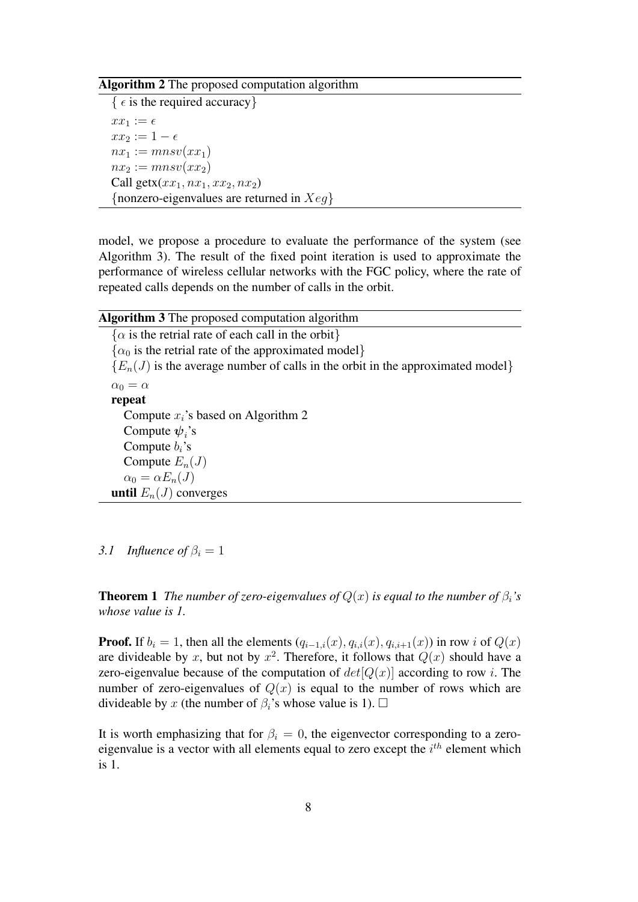**Algorithm 2** The proposed computation algorithm

```
{ ϵ is the required accuracy}
xx_1 := ϵ
xx_2 := 1 − ϵ
nx_1 := mnsv(xx_1)
nx_2 := mnsv(xx_2)
Call getx(xx_1, nx_1, xx_2, nx_2)
{nonzero-eigenvalues are returned in Xeg}
```

model, we propose a procedure to evaluate the performance of the system (see Algorithm 3). The result of the fixed point iteration is used to approximate the performance of wireless cellular networks with the FGC policy, where the rate of repeated calls depends on the number of calls in the orbit.

**Algorithm 3** The proposed computation algorithm

```
{α is the retrial rate of each call in the orbit}
{α_0 is the retrial rate of the approximated model}
{E_n(J) is the average number of calls in the orbit in the approximated model}
α_0 = α
repeat
    Compute x_i's based on Algorithm 2
    Compute ψ_i's
    Compute b_i's
    Compute E_n(J)
    α_0 = αE_n(J)
until E_n(J) converges
```

### *3.1 Influence of $\beta_i = 1$*

**Theorem 1** *The number of zero-eigenvalues of $Q(x)$ is equal to the number of $\beta_i$'s whose value is 1.*

**Proof.** If $b_i = 1$, then all the elements $(q_{i-1,i}(x), q_{i,i}(x), q_{i,i+1}(x))$ in row $i$ of $Q(x)$ are divideable by $x$, but not by $x^2$. Therefore, it follows that $Q(x)$ should have a zero-eigenvalue because of the computation of $det[Q(x)]$ according to row $i$. The number of zero-eigenvalues of $Q(x)$ is equal to the number of rows which are divideable by $x$ (the number of $\beta_i$'s whose value is 1). □

It is worth emphasizing that for $\beta_i = 0$, the eigenvector corresponding to a zero-eigenvalue is a vector with all elements equal to zero except the $i^{th}$ element which is 1.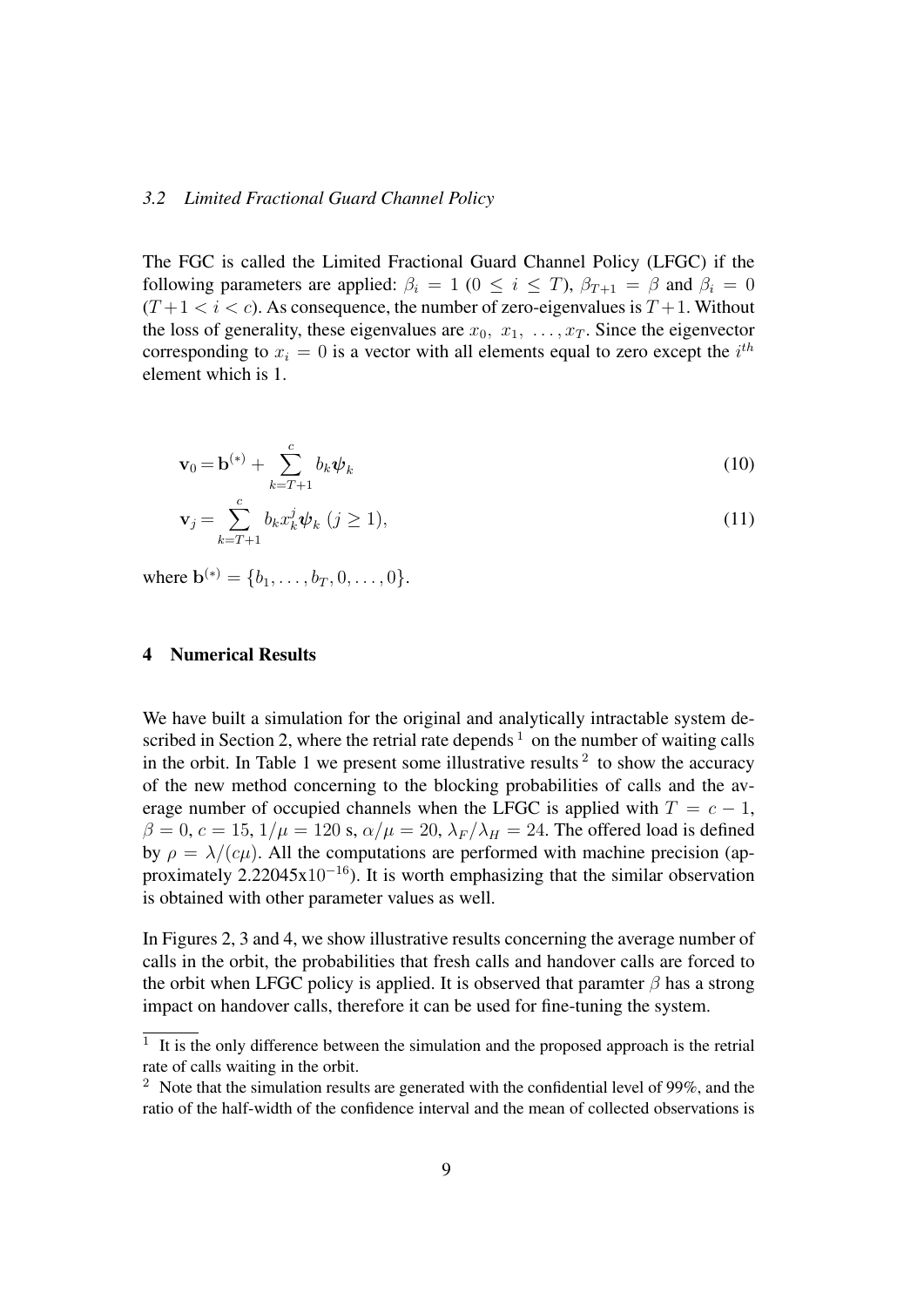### 3.2 *Limited Fractional Guard Channel Policy*

The FGC is called the Limited Fractional Guard Channel Policy (LFGC) if the following parameters are applied: $\beta_i = 1$ ($0 \leq i \leq T$), $\beta_{T+1} = \beta$ and $\beta_i = 0$ ($T+1 < i < c$). As consequence, the number of zero-eigenvalues is $T+1$. Without the loss of generality, these eigenvalues are $x_0, \ x_1, \ \ldots, x_T$. Since the eigenvector corresponding to $x_i = 0$ is a vector with all elements equal to zero except the $i^{th}$ element which is 1.

$$\mathbf{v}_0 = \mathbf{b}^{(*)} + \sum_{k=T+1}^{c} b_k \boldsymbol{\psi}_k \tag{10}$$

$$\mathbf{v}_j = \sum_{k=T+1}^{c} b_k x_k^j \boldsymbol{\psi}_k \ (j \geq 1), \tag{11}$$

where $\mathbf{b}^{(*)} = \{b_1, \ldots, b_T, 0, \ldots, 0\}$.

## 4 Numerical Results

We have built a simulation for the original and analytically intractable system described in Section 2, where the retrial rate depends [1] on the number of waiting calls in the orbit. In Table 1 we present some illustrative results [2] to show the accuracy of the new method concerning to the blocking probabilities of calls and the average number of occupied channels when the LFGC is applied with $T = c - 1$, $\beta = 0$, $c = 15$, $1/\mu = 120$ s, $\alpha/\mu = 20$, $\lambda_F/\lambda_H = 24$. The offered load is defined by $\rho = \lambda/(c\mu)$. All the computations are performed with machine precision (approximately 2.22045x$10^{-16}$). It is worth emphasizing that the similar observation is obtained with other parameter values as well.

In Figures 2, 3 and 4, we show illustrative results concerning the average number of calls in the orbit, the probabilities that fresh calls and handover calls are forced to the orbit when LFGC policy is applied. It is observed that paramter $\beta$ has a strong impact on handover calls, therefore it can be used for fine-tuning the system.

---

[1] It is the only difference between the simulation and the proposed approach is the retrial rate of calls waiting in the orbit.

[2] Note that the simulation results are generated with the confidential level of 99%, and the ratio of the half-width of the confidence interval and the mean of collected observations is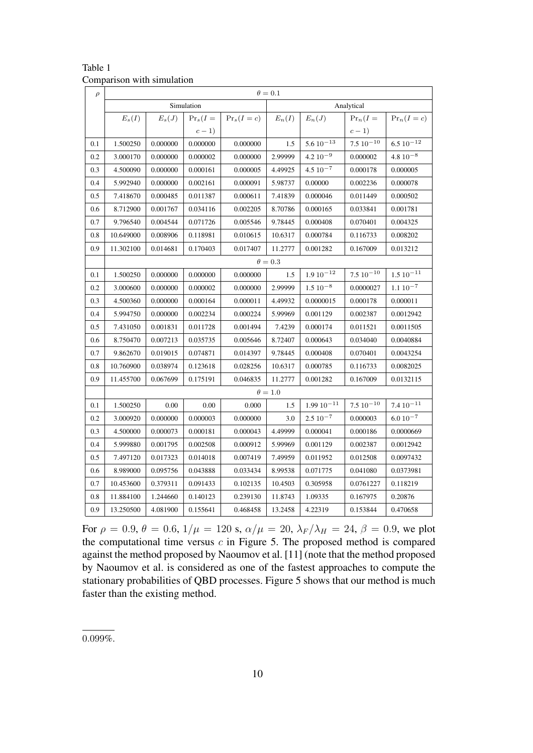Table 1
Comparison with simulation

| $\rho$ | $\theta = 0.1$ | | | | | | | |
|---|---|---|---|---|---|---|---|---|
| | Simulation | | | | Analytical | | | |
| | $E_s(I)$ | $E_s(J)$ | $\Pr_s(I = c-1)$ | $\Pr_s(I=c)$ | $E_n(I)$ | $E_n(J)$ | $\Pr_n(I = c-1)$ | $\Pr_n(I=c)$ |
| 0.1 | 1.500250 | 0.000000 | 0.000000 | 0.000000 | 1.5 | $5.6\,10^{-13}$ | $7.5\,10^{-10}$ | $6.5\,10^{-12}$ |
| 0.2 | 3.000170 | 0.000000 | 0.000002 | 0.000000 | 2.99999 | $4.2\,10^{-9}$ | 0.000002 | $4.8\,10^{-8}$ |
| 0.3 | 4.500090 | 0.000000 | 0.000161 | 0.000005 | 4.49925 | $4.5\,10^{-7}$ | 0.000178 | 0.000005 |
| 0.4 | 5.992940 | 0.000000 | 0.002161 | 0.000091 | 5.98737 | 0.00000 | 0.002236 | 0.000078 |
| 0.5 | 7.418670 | 0.000485 | 0.011387 | 0.000611 | 7.41839 | 0.000046 | 0.011449 | 0.000502 |
| 0.6 | 8.712900 | 0.001767 | 0.034116 | 0.002205 | 8.70786 | 0.000165 | 0.033841 | 0.001781 |
| 0.7 | 9.796540 | 0.004544 | 0.071726 | 0.005546 | 9.78445 | 0.000408 | 0.070401 | 0.004325 |
| 0.8 | 10.649000 | 0.008906 | 0.118981 | 0.010615 | 10.6317 | 0.000784 | 0.116733 | 0.008202 |
| 0.9 | 11.302100 | 0.014681 | 0.170403 | 0.017407 | 11.2777 | 0.001282 | 0.167009 | 0.013212 |
| | $\theta = 0.3$ | | | | | | | |
| 0.1 | 1.500250 | 0.000000 | 0.000000 | 0.000000 | 1.5 | $1.9\,10^{-12}$ | $7.5\,10^{-10}$ | $1.5\,10^{-11}$ |
| 0.2 | 3.000600 | 0.000000 | 0.000002 | 0.000000 | 2.99999 | $1.5\,10^{-8}$ | 0.0000027 | $1.1\,10^{-7}$ |
| 0.3 | 4.500360 | 0.000000 | 0.000164 | 0.000011 | 4.49932 | 0.0000015 | 0.000178 | 0.000011 |
| 0.4 | 5.994750 | 0.000000 | 0.002234 | 0.000224 | 5.99969 | 0.001129 | 0.002387 | 0.0012942 |
| 0.5 | 7.431050 | 0.001831 | 0.011728 | 0.001494 | 7.4239 | 0.000174 | 0.011521 | 0.0011505 |
| 0.6 | 8.750470 | 0.007213 | 0.035735 | 0.005646 | 8.72407 | 0.000643 | 0.034040 | 0.0040884 |
| 0.7 | 9.862670 | 0.019015 | 0.074871 | 0.014397 | 9.78445 | 0.000408 | 0.070401 | 0.0043254 |
| 0.8 | 10.760900 | 0.038974 | 0.123618 | 0.028256 | 10.6317 | 0.000785 | 0.116733 | 0.0082025 |
| 0.9 | 11.455700 | 0.067699 | 0.175191 | 0.046835 | 11.2777 | 0.001282 | 0.167009 | 0.0132115 |
| | $\theta = 1.0$ | | | | | | | |
| 0.1 | 1.500250 | 0.00 | 0.00 | 0.000 | 1.5 | $1.99\,10^{-11}$ | $7.5\,10^{-10}$ | $7.4\,10^{-11}$ |
| 0.2 | 3.000920 | 0.000000 | 0.000003 | 0.000000 | 3.0 | $2.5\,10^{-7}$ | 0.000003 | $6.0\,10^{-7}$ |
| 0.3 | 4.500000 | 0.000073 | 0.000181 | 0.000043 | 4.49999 | 0.000041 | 0.000186 | 0.0000669 |
| 0.4 | 5.999880 | 0.001795 | 0.002508 | 0.000912 | 5.99969 | 0.001129 | 0.002387 | 0.0012942 |
| 0.5 | 7.497120 | 0.017323 | 0.014018 | 0.007419 | 7.49959 | 0.011952 | 0.012508 | 0.0097432 |
| 0.6 | 8.989000 | 0.095756 | 0.043888 | 0.033434 | 8.99538 | 0.071775 | 0.041080 | 0.0373981 |
| 0.7 | 10.453600 | 0.379311 | 0.091433 | 0.102135 | 10.4503 | 0.305958 | 0.0761227 | 0.118219 |
| 0.8 | 11.884100 | 1.244660 | 0.140123 | 0.239130 | 11.8743 | 1.09335 | 0.167975 | 0.20876 |
| 0.9 | 13.250500 | 4.081900 | 0.155641 | 0.468458 | 13.2458 | 4.22319 | 0.153844 | 0.470658 |

For $\rho = 0.9$, $\theta = 0.6$, $1/\mu = 120$ s, $\alpha/\mu = 20$, $\lambda_F/\lambda_H = 24$, $\beta = 0.9$, we plot the computational time versus $c$ in Figure 5. The proposed method is compared against the method proposed by Naoumov et al. [11] (note that the method proposed by Naoumov et al. is considered as one of the fastest approaches to compute the stationary probabilities of QBD processes. Figure 5 shows that our method is much faster than the existing method.

0.099%.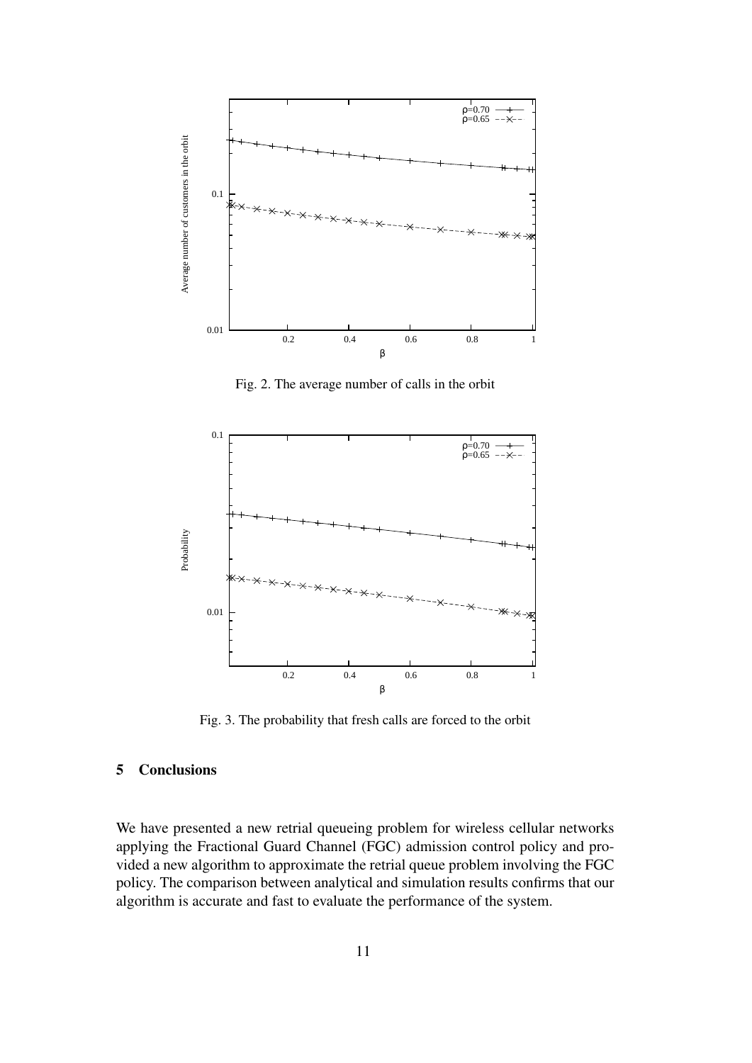Fig. 2. The average number of calls in the orbit

Fig. 3. The probability that fresh calls are forced to the orbit

## 5 Conclusions

We have presented a new retrial queueing problem for wireless cellular networks applying the Fractional Guard Channel (FGC) admission control policy and provided a new algorithm to approximate the retrial queue problem involving the FGC policy. The comparison between analytical and simulation results confirms that our algorithm is accurate and fast to evaluate the performance of the system.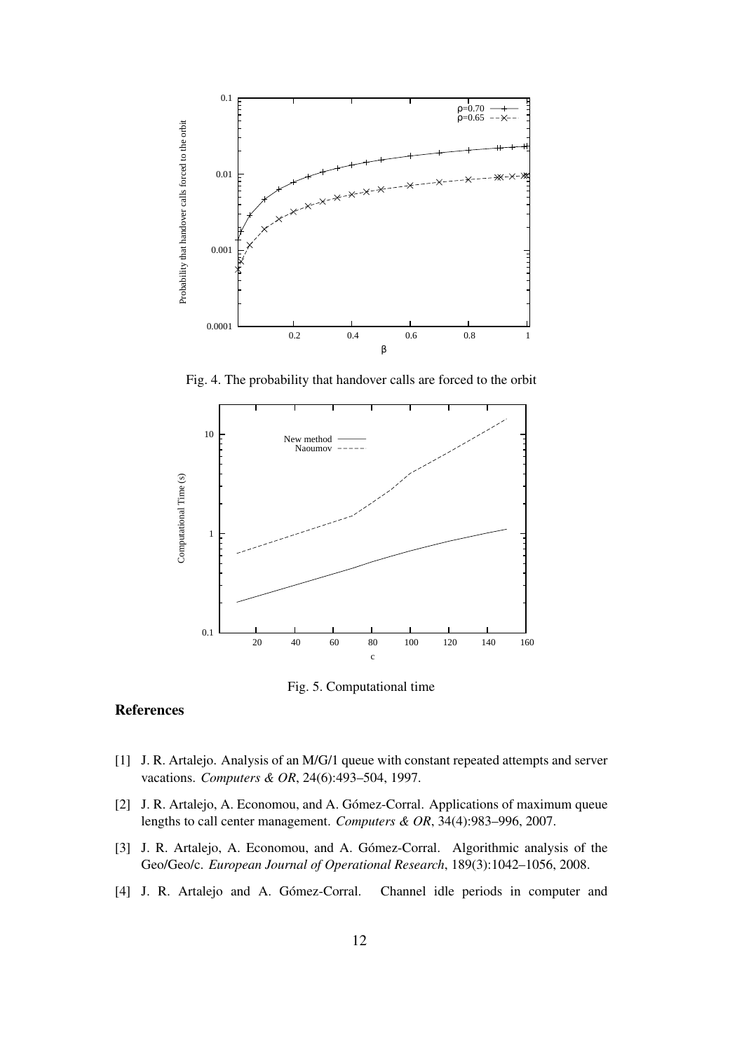Fig. 4. The probability that handover calls are forced to the orbit

Fig. 5. Computational time

## References

[1] J. R. Artalejo. Analysis of an M/G/1 queue with constant repeated attempts and server vacations. *Computers & OR*, 24(6):493–504, 1997.

[2] J. R. Artalejo, A. Economou, and A. Gómez-Corral. Applications of maximum queue lengths to call center management. *Computers & OR*, 34(4):983–996, 2007.

[3] J. R. Artalejo, A. Economou, and A. Gómez-Corral. Algorithmic analysis of the Geo/Geo/c. *European Journal of Operational Research*, 189(3):1042–1056, 2008.

[4] J. R. Artalejo and A. Gómez-Corral. Channel idle periods in computer and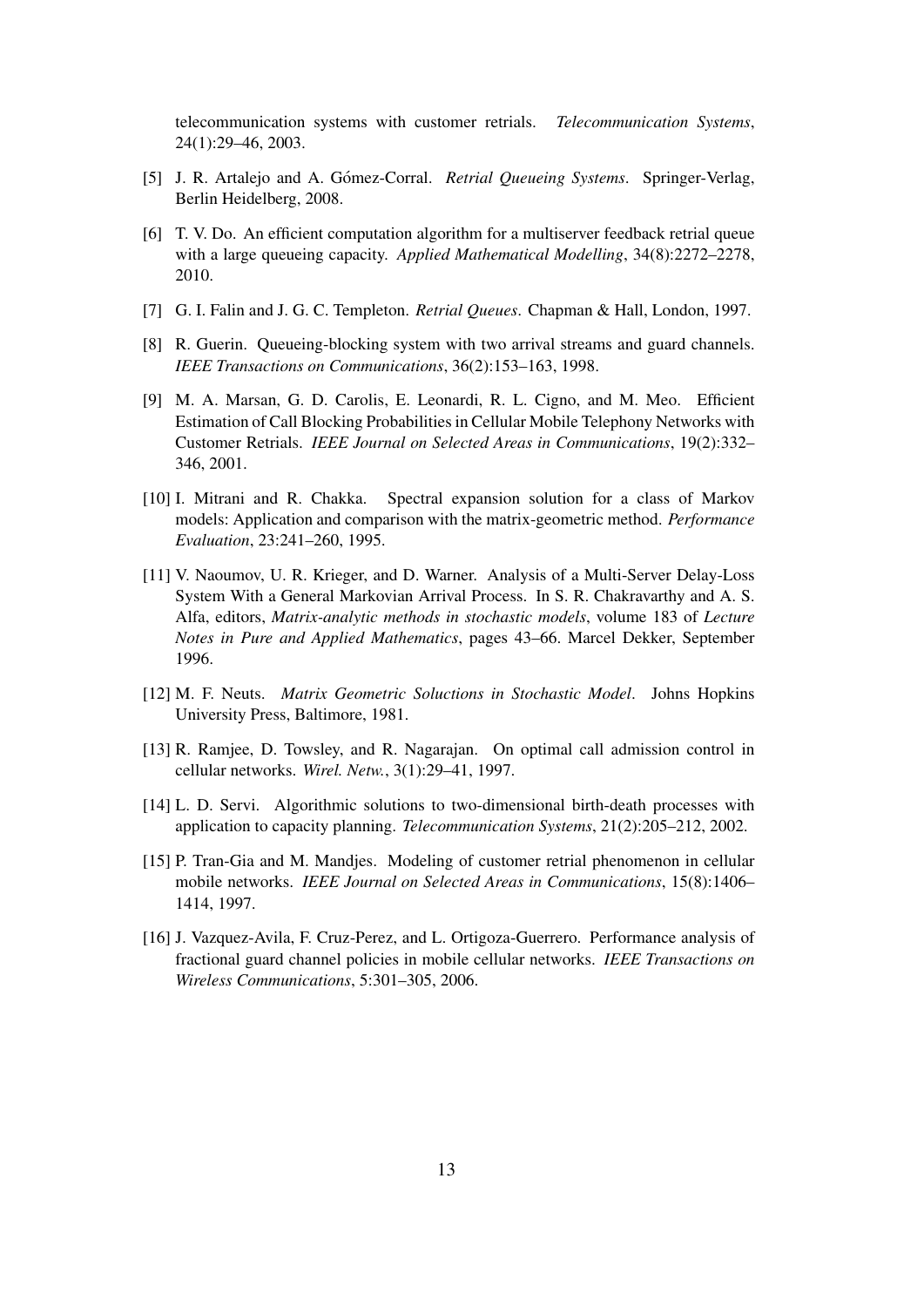telecommunication systems with customer retrials. *Telecommunication Systems*, 24(1):29–46, 2003.

[5] J. R. Artalejo and A. Gómez-Corral. *Retrial Queueing Systems*. Springer-Verlag, Berlin Heidelberg, 2008.

[6] T. V. Do. An efficient computation algorithm for a multiserver feedback retrial queue with a large queueing capacity. *Applied Mathematical Modelling*, 34(8):2272–2278, 2010.

[7] G. I. Falin and J. G. C. Templeton. *Retrial Queues*. Chapman & Hall, London, 1997.

[8] R. Guerin. Queueing-blocking system with two arrival streams and guard channels. *IEEE Transactions on Communications*, 36(2):153–163, 1998.

[9] M. A. Marsan, G. D. Carolis, E. Leonardi, R. L. Cigno, and M. Meo. Efficient Estimation of Call Blocking Probabilities in Cellular Mobile Telephony Networks with Customer Retrials. *IEEE Journal on Selected Areas in Communications*, 19(2):332–346, 2001.

[10] I. Mitrani and R. Chakka. Spectral expansion solution for a class of Markov models: Application and comparison with the matrix-geometric method. *Performance Evaluation*, 23:241–260, 1995.

[11] V. Naoumov, U. R. Krieger, and D. Warner. Analysis of a Multi-Server Delay-Loss System With a General Markovian Arrival Process. In S. R. Chakravarthy and A. S. Alfa, editors, *Matrix-analytic methods in stochastic models*, volume 183 of *Lecture Notes in Pure and Applied Mathematics*, pages 43–66. Marcel Dekker, September 1996.

[12] M. F. Neuts. *Matrix Geometric Soluctions in Stochastic Model*. Johns Hopkins University Press, Baltimore, 1981.

[13] R. Ramjee, D. Towsley, and R. Nagarajan. On optimal call admission control in cellular networks. *Wirel. Netw.*, 3(1):29–41, 1997.

[14] L. D. Servi. Algorithmic solutions to two-dimensional birth-death processes with application to capacity planning. *Telecommunication Systems*, 21(2):205–212, 2002.

[15] P. Tran-Gia and M. Mandjes. Modeling of customer retrial phenomenon in cellular mobile networks. *IEEE Journal on Selected Areas in Communications*, 15(8):1406–1414, 1997.

[16] J. Vazquez-Avila, F. Cruz-Perez, and L. Ortigoza-Guerrero. Performance analysis of fractional guard channel policies in mobile cellular networks. *IEEE Transactions on Wireless Communications*, 5:301–305, 2006.